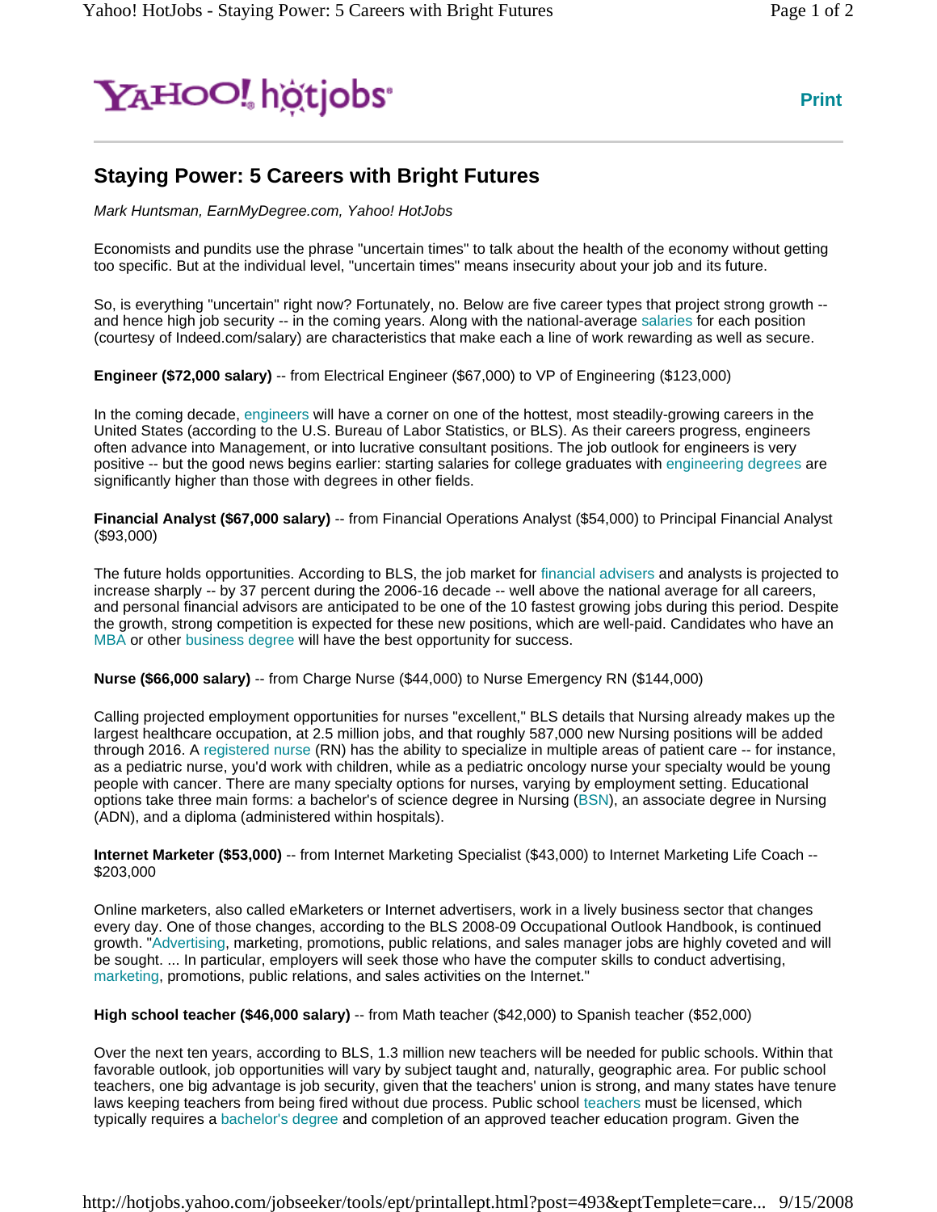# Staying Power: 5 Careers with Bright Futures

*Mark Huntsman, EarnMyDegree.com, Yahoo! HotJobs*

Economists and pundits use the phrase "uncertain times" to talk about the health of the economy without getting too specific. But at the individual level, "uncertain times" means insecurity about your job and its future.

So, is everything "uncertain" right now? Fortunately, no. Below are five career types that project strong growth -- and hence high job security -- in the coming years. Along with the national-average salaries for each position (courtesy of Indeed.com/salary) are characteristics that make each a line of work rewarding as well as secure.

**Engineer ($72,000 salary)** -- from Electrical Engineer ($67,000) to VP of Engineering ($123,000)

In the coming decade, engineers will have a corner on one of the hottest, most steadily-growing careers in the United States (according to the U.S. Bureau of Labor Statistics, or BLS). As their careers progress, engineers often advance into Management, or into lucrative consultant positions. The job outlook for engineers is very positive -- but the good news begins earlier: starting salaries for college graduates with engineering degrees are significantly higher than those with degrees in other fields.

**Financial Analyst ($67,000 salary)** -- from Financial Operations Analyst ($54,000) to Principal Financial Analyst ($93,000)

The future holds opportunities. According to BLS, the job market for financial advisers and analysts is projected to increase sharply -- by 37 percent during the 2006-16 decade -- well above the national average for all careers, and personal financial advisors are anticipated to be one of the 10 fastest growing jobs during this period. Despite the growth, strong competition is expected for these new positions, which are well-paid. Candidates who have an MBA or other business degree will have the best opportunity for success.

**Nurse ($66,000 salary)** -- from Charge Nurse ($44,000) to Nurse Emergency RN ($144,000)

Calling projected employment opportunities for nurses "excellent," BLS details that Nursing already makes up the largest healthcare occupation, at 2.5 million jobs, and that roughly 587,000 new Nursing positions will be added through 2016. A registered nurse (RN) has the ability to specialize in multiple areas of patient care -- for instance, as a pediatric nurse, you'd work with children, while as a pediatric oncology nurse your specialty would be young people with cancer. There are many specialty options for nurses, varying by employment setting. Educational options take three main forms: a bachelor's of science degree in Nursing (BSN), an associate degree in Nursing (ADN), and a diploma (administered within hospitals).

**Internet Marketer ($53,000)** -- from Internet Marketing Specialist ($43,000) to Internet Marketing Life Coach -- $203,000

Online marketers, also called eMarketers or Internet advertisers, work in a lively business sector that changes every day. One of those changes, according to the BLS 2008-09 Occupational Outlook Handbook, is continued growth. "Advertising, marketing, promotions, public relations, and sales manager jobs are highly coveted and will be sought. ... In particular, employers will seek those who have the computer skills to conduct advertising, marketing, promotions, public relations, and sales activities on the Internet."

**High school teacher ($46,000 salary)** -- from Math teacher ($42,000) to Spanish teacher ($52,000)

Over the next ten years, according to BLS, 1.3 million new teachers will be needed for public schools. Within that favorable outlook, job opportunities will vary by subject taught and, naturally, geographic area. For public school teachers, one big advantage is job security, given that the teachers' union is strong, and many states have tenure laws keeping teachers from being fired without due process. Public school teachers must be licensed, which typically requires a bachelor's degree and completion of an approved teacher education program. Given the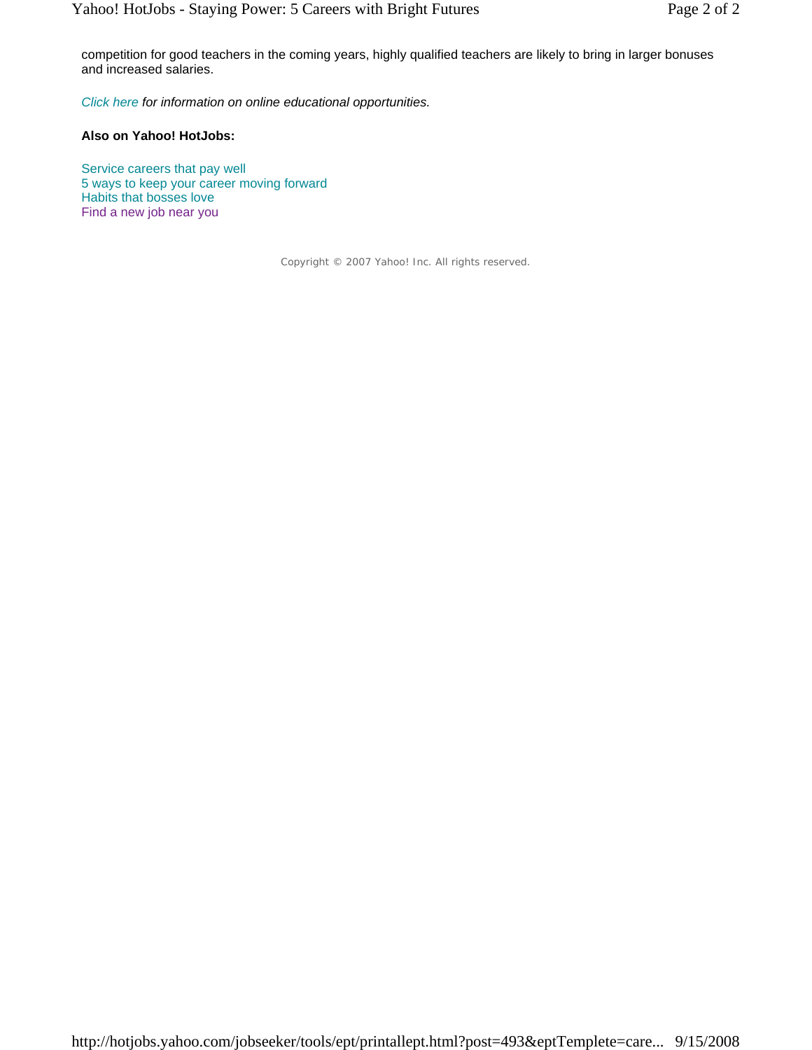competition for good teachers in the coming years, highly qualified teachers are likely to bring in larger bonuses and increased salaries.

*Click here for information on online educational opportunities.*

**Also on Yahoo! HotJobs:**

Service careers that pay well
5 ways to keep your career moving forward
Habits that bosses love
Find a new job near you

Copyright © 2007 Yahoo! Inc. All rights reserved.